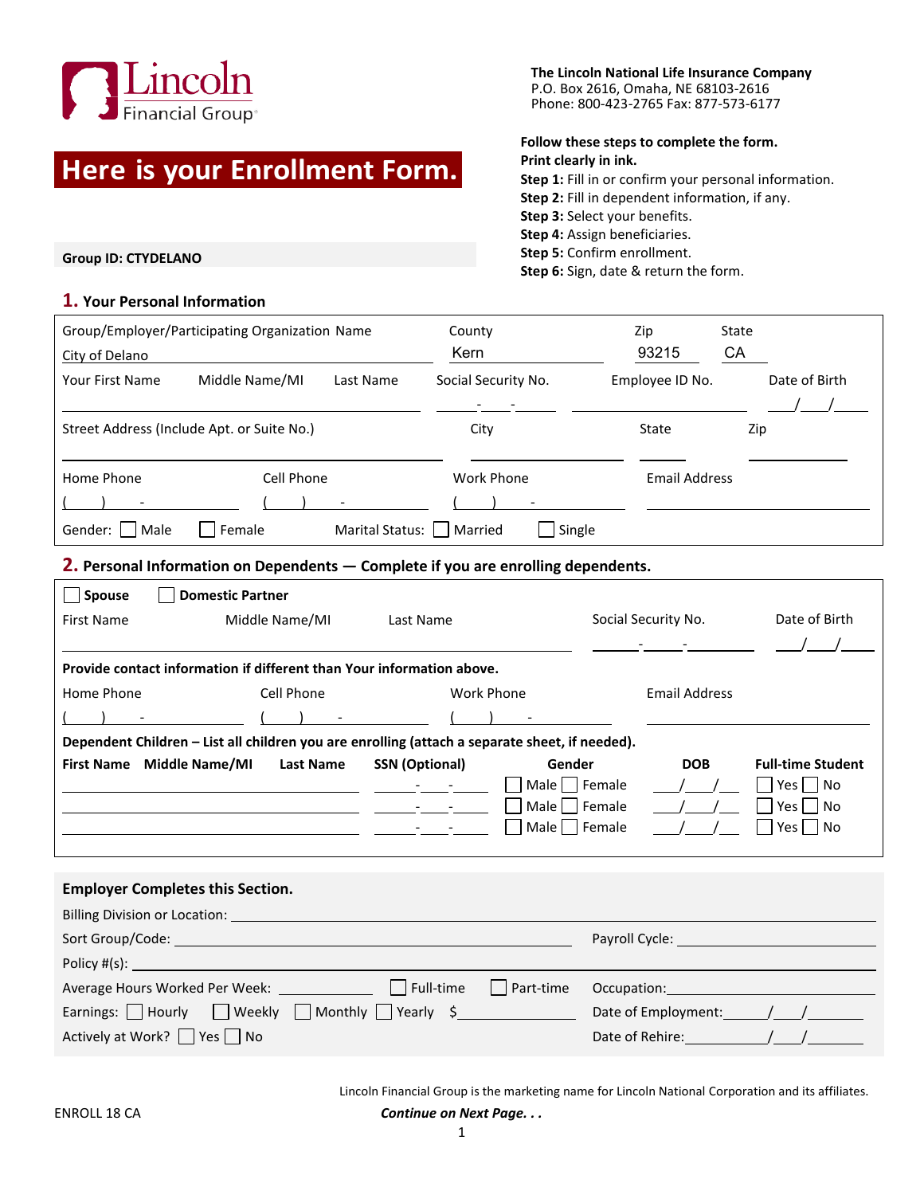Lincoln Financial Group

**The Lincoln National Life Insurance Company**
P.O. Box 2616, Omaha, NE 68103-2616
Phone: 800-423-2765 Fax: 877-573-6177

# Here is your Enrollment Form.

**Group ID: CTYDELANO**

**Follow these steps to complete the form.**
**Print clearly in ink.**
**Step 1:** Fill in or confirm your personal information.
**Step 2:** Fill in dependent information, if any.
**Step 3:** Select your benefits.
**Step 4:** Assign beneficiaries.
**Step 5:** Confirm enrollment.
**Step 6:** Sign, date & return the form.

## 1. Your Personal Information

| Group/Employer/Participating Organization Name | County | Zip | State |
|---|---|---|---|
| City of Delano | Kern | 93215 | CA |

Your First Name ______ Middle Name/MI ______ Last Name ______ Social Security No. ___-___-___ Employee ID No. ______ Date of Birth ___/___/___

Street Address (Include Apt. or Suite No.) ______ City ______ State ______ Zip ______

Home Phone (___) ___-___ Cell Phone (___) ___-___ Work Phone (___) ___-___ Email Address ______

Gender: ☐ Male ☐ Female Marital Status: ☐ Married ☐ Single

## 2. Personal Information on Dependents — Complete if you are enrolling dependents.

☐ Spouse ☐ Domestic Partner

First Name ______ Middle Name/MI ______ Last Name ______ Social Security No. ___-___-___ Date of Birth ___/___/___

**Provide contact information if different than Your information above.**

Home Phone (___) ___-___ Cell Phone (___) ___-___ Work Phone (___) ___-___ Email Address ______

**Dependent Children – List all children you are enrolling (attach a separate sheet, if needed).**

| First Name | Middle Name/MI | Last Name | SSN (Optional) | Gender | DOB | Full-time Student |
|---|---|---|---|---|---|---|
| | | | ___-___-___ | ☐ Male ☐ Female | ___/___/___ | ☐ Yes ☐ No |
| | | | ___-___-___ | ☐ Male ☐ Female | ___/___/___ | ☐ Yes ☐ No |
| | | | ___-___-___ | ☐ Male ☐ Female | ___/___/___ | ☐ Yes ☐ No |

### Employer Completes this Section.

Billing Division or Location: ______

Sort Group/Code: ______ Payroll Cycle: ______

Policy #(s): ______

Average Hours Worked Per Week: ______ ☐ Full-time ☐ Part-time Occupation: ______

Earnings: ☐ Hourly ☐ Weekly ☐ Monthly ☐ Yearly $______ Date of Employment: ___/___/___

Actively at Work? ☐ Yes ☐ No Date of Rehire: ___/___/___

Lincoln Financial Group is the marketing name for Lincoln National Corporation and its affiliates.

ENROLL 18 CA

*Continue on Next Page. . .*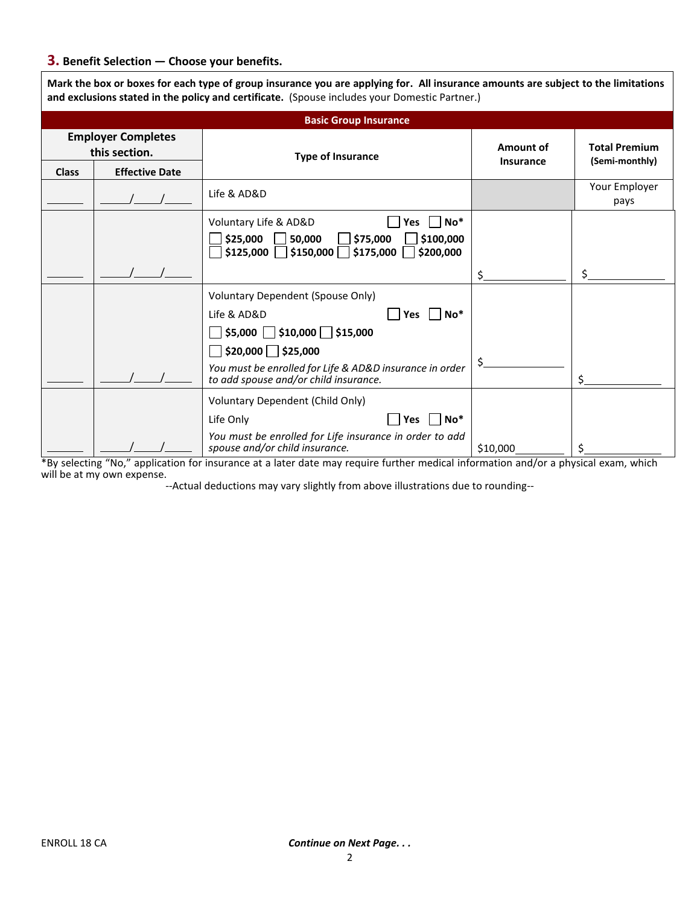## 3. Benefit Selection — Choose your benefits.

**Mark the box or boxes for each type of group insurance you are applying for. All insurance amounts are subject to the limitations and exclusions stated in the policy and certificate.** (Spouse includes your Domestic Partner.)

| Basic Group Insurance | | | | |
|---|---|---|---|---|
| **Employer Completes this section.** | | **Type of Insurance** | **Amount of Insurance** | **Total Premium (Semi-monthly)** |
| **Class** | **Effective Date** | | | |
| ______ | ____/____/____ | Life & AD&D | | Your Employer pays |
| ______ | ____/____/____ | Voluntary Life & AD&D ☐ Yes ☐ No* <br> ☐ $25,000 ☐ 50,000 ☐ $75,000 ☐ $100,000 <br> ☐ $125,000 ☐ $150,000 ☐ $175,000 ☐ $200,000 | $____________ | $____________ |
| ______ | ____/____/____ | Voluntary Dependent (Spouse Only) <br> Life & AD&D ☐ Yes ☐ No* <br> ☐ $5,000 ☐ $10,000 ☐ $15,000 <br> ☐ $20,000 ☐ $25,000 <br> *You must be enrolled for Life & AD&D insurance in order to add spouse and/or child insurance.* | $____________ | $____________ |
| ______ | ____/____/____ | Voluntary Dependent (Child Only) <br> Life Only ☐ Yes ☐ No* <br> *You must be enrolled for Life insurance in order to add spouse and/or child insurance.* | $10,000________ | $____________ |

*By selecting "No," application for insurance at a later date may require further medical information and/or a physical exam, which will be at my own expense.

--Actual deductions may vary slightly from above illustrations due to rounding--

ENROLL 18 CA

***Continue on Next Page. . .***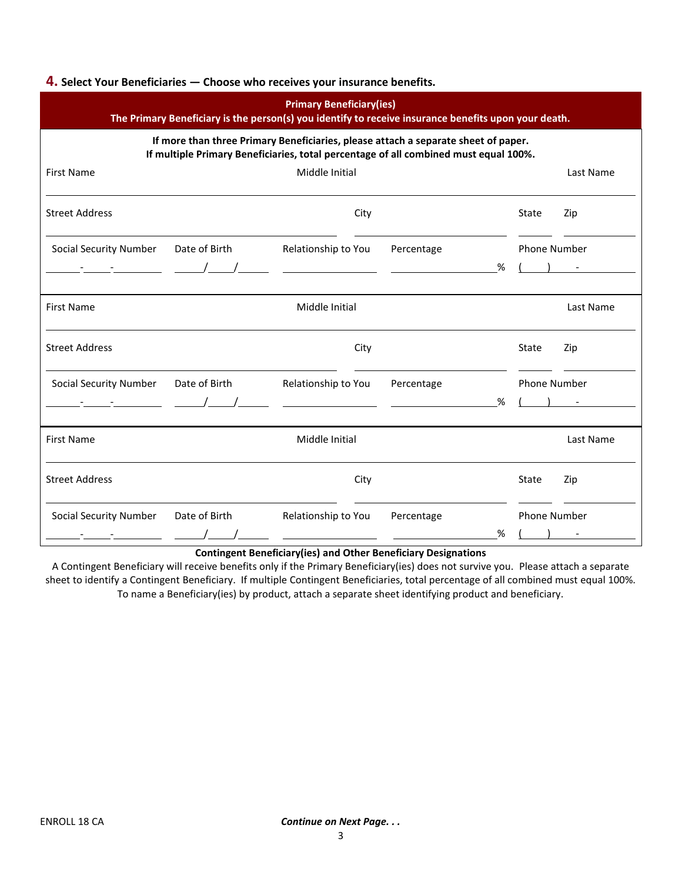## 4. Select Your Beneficiaries — Choose who receives your insurance benefits.

**Primary Beneficiary(ies)**
**The Primary Beneficiary is the person(s) you identify to receive insurance benefits upon your death.**

**If more than three Primary Beneficiaries, please attach a separate sheet of paper.**
**If multiple Primary Beneficiaries, total percentage of all combined must equal 100%.**

First Name ____________________ Middle Initial ____________________ Last Name ____________________

Street Address ____________________ City ____________________ State ______ Zip __________

Social Security Number ______-_____-________ Date of Birth _____/____/_____ Relationship to You ________________ Percentage ________________% Phone Number (____) ____-________

---

First Name ____________________ Middle Initial ____________________ Last Name ____________________

Street Address ____________________ City ____________________ State ______ Zip __________

Social Security Number ______-_____-________ Date of Birth _____/____/_____ Relationship to You ________________ Percentage ________________% Phone Number (____) ____-________

---

First Name ____________________ Middle Initial ____________________ Last Name ____________________

Street Address ____________________ City ____________________ State ______ Zip __________

Social Security Number ______-_____-________ Date of Birth _____/____/_____ Relationship to You ________________ Percentage ________________% Phone Number (____) ____-________

---

**Contingent Beneficiary(ies) and Other Beneficiary Designations**

A Contingent Beneficiary will receive benefits only if the Primary Beneficiary(ies) does not survive you. Please attach a separate sheet to identify a Contingent Beneficiary. If multiple Contingent Beneficiaries, total percentage of all combined must equal 100%. To name a Beneficiary(ies) by product, attach a separate sheet identifying product and beneficiary.

ENROLL 18 CA

***Continue on Next Page. . .***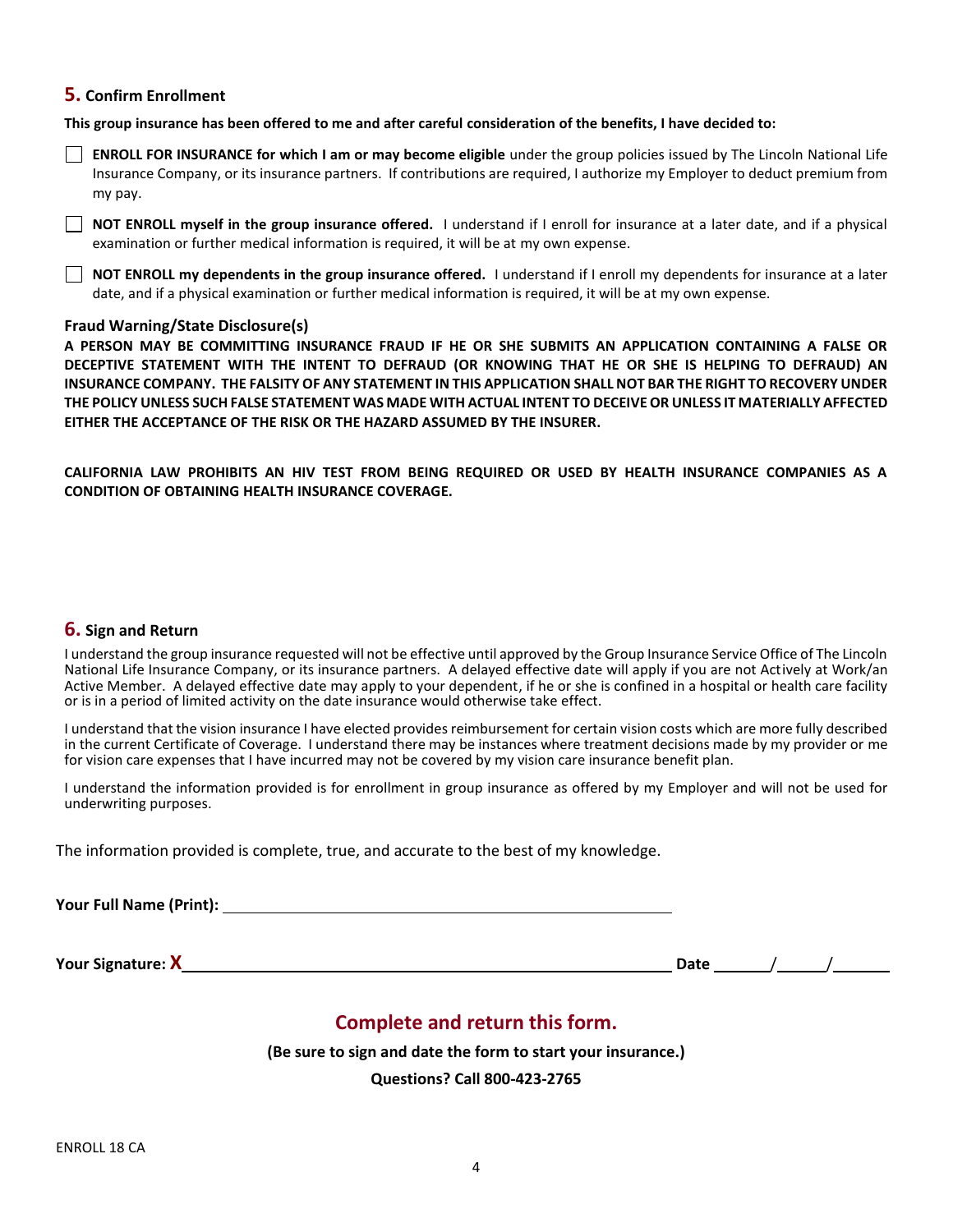## 5. Confirm Enrollment

**This group insurance has been offered to me and after careful consideration of the benefits, I have decided to:**

- ☐ **ENROLL FOR INSURANCE for which I am or may become eligible** under the group policies issued by The Lincoln National Life Insurance Company, or its insurance partners. If contributions are required, I authorize my Employer to deduct premium from my pay.
- ☐ **NOT ENROLL myself in the group insurance offered.** I understand if I enroll for insurance at a later date, and if a physical examination or further medical information is required, it will be at my own expense.
- ☐ **NOT ENROLL my dependents in the group insurance offered.** I understand if I enroll my dependents for insurance at a later date, and if a physical examination or further medical information is required, it will be at my own expense.

**Fraud Warning/State Disclosure(s)**

**A PERSON MAY BE COMMITTING INSURANCE FRAUD IF HE OR SHE SUBMITS AN APPLICATION CONTAINING A FALSE OR DECEPTIVE STATEMENT WITH THE INTENT TO DEFRAUD (OR KNOWING THAT HE OR SHE IS HELPING TO DEFRAUD) AN INSURANCE COMPANY. THE FALSITY OF ANY STATEMENT IN THIS APPLICATION SHALL NOT BAR THE RIGHT TO RECOVERY UNDER THE POLICY UNLESS SUCH FALSE STATEMENT WAS MADE WITH ACTUAL INTENT TO DECEIVE OR UNLESS IT MATERIALLY AFFECTED EITHER THE ACCEPTANCE OF THE RISK OR THE HAZARD ASSUMED BY THE INSURER.**

**CALIFORNIA LAW PROHIBITS AN HIV TEST FROM BEING REQUIRED OR USED BY HEALTH INSURANCE COMPANIES AS A CONDITION OF OBTAINING HEALTH INSURANCE COVERAGE.**

## 6. Sign and Return

I understand the group insurance requested will not be effective until approved by the Group Insurance Service Office of The Lincoln National Life Insurance Company, or its insurance partners. A delayed effective date will apply if you are not Actively at Work/an Active Member. A delayed effective date may apply to your dependent, if he or she is confined in a hospital or health care facility or is in a period of limited activity on the date insurance would otherwise take effect.

I understand that the vision insurance I have elected provides reimbursement for certain vision costs which are more fully described in the current Certificate of Coverage. I understand there may be instances where treatment decisions made by my provider or me for vision care expenses that I have incurred may not be covered by my vision care insurance benefit plan.

I understand the information provided is for enrollment in group insurance as offered by my Employer and will not be used for underwriting purposes.

The information provided is complete, true, and accurate to the best of my knowledge.

**Your Full Name (Print):** ______________________________

**Your Signature: X** ______________________________ **Date** ____/____/____

### Complete and return this form.

**(Be sure to sign and date the form to start your insurance.)**

**Questions? Call 800-423-2765**

ENROLL 18 CA